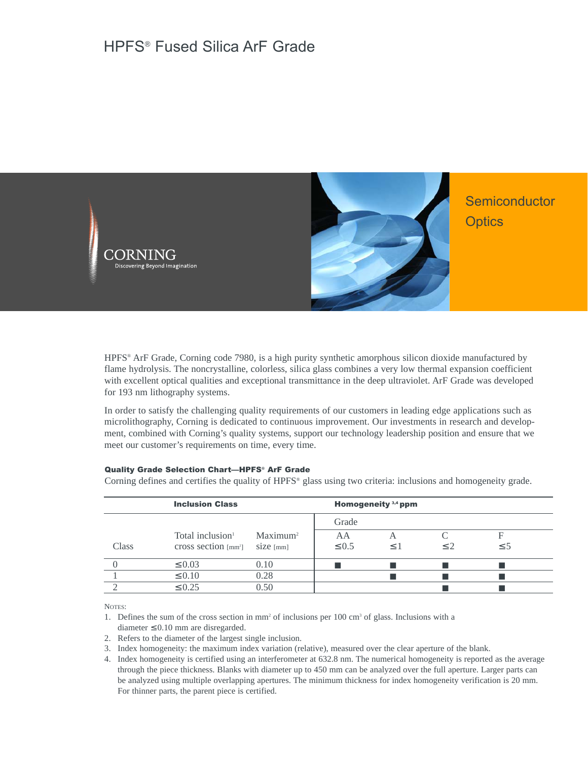# HPFS® Fused Silica ArF Grade

CORNING
Discovering Beyond Imagination

Semiconductor Optics

HPFS® ArF Grade, Corning code 7980, is a high purity synthetic amorphous silicon dioxide manufactured by flame hydrolysis. The noncrystalline, colorless, silica glass combines a very low thermal expansion coefficient with excellent optical qualities and exceptional transmittance in the deep ultraviolet. ArF Grade was developed for 193 nm lithography systems.

In order to satisfy the challenging quality requirements of our customers in leading edge applications such as microlithography, Corning is dedicated to continuous improvement. Our investments in research and development, combined with Corning's quality systems, support our technology leadership position and ensure that we meet our customer's requirements on time, every time.

#### Quality Grade Selection Chart—HPFS® ArF Grade

Corning defines and certifies the quality of HPFS® glass using two criteria: inclusions and homogeneity grade.

| Inclusion Class | | | Homogeneity [3,4] ppm | | | |
|---|---|---|---|---|---|---|
| | | | Grade | | | |
| Class | Total inclusion[1] cross section [mm²] | Maximum[2] size [mm] | AA ≤0.5 | A ≤1 | C ≤2 | F ≤5 |
| 0 | ≤0.03 | 0.10 | ■ | ■ | ■ | ■ |
| 1 | ≤0.10 | 0.28 | | ■ | ■ | ■ |
| 2 | ≤0.25 | 0.50 | | | ■ | ■ |

NOTES:

1. Defines the sum of the cross section in mm² of inclusions per 100 cm³ of glass. Inclusions with a diameter ≤0.10 mm are disregarded.
2. Refers to the diameter of the largest single inclusion.
3. Index homogeneity: the maximum index variation (relative), measured over the clear aperture of the blank.
4. Index homogeneity is certified using an interferometer at 632.8 nm. The numerical homogeneity is reported as the average through the piece thickness. Blanks with diameter up to 450 mm can be analyzed over the full aperture. Larger parts can be analyzed using multiple overlapping apertures. The minimum thickness for index homogeneity verification is 20 mm. For thinner parts, the parent piece is certified.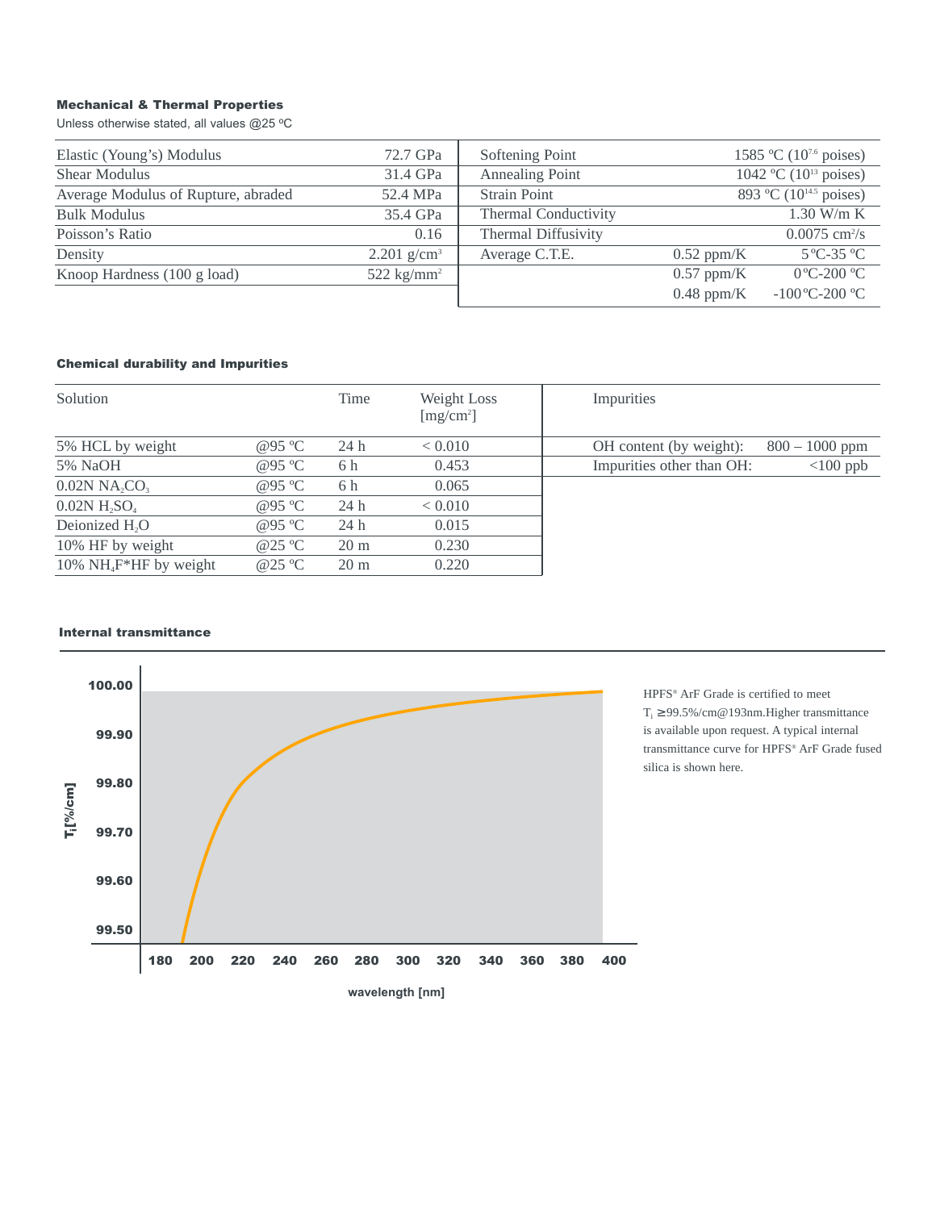### Mechanical & Thermal Properties

Unless otherwise stated, all values @25 ºC

| Property | Value |
|---|---|
| Elastic (Young's) Modulus | 72.7 GPa |
| Shear Modulus | 31.4 GPa |
| Average Modulus of Rupture, abraded | 52.4 MPa |
| Bulk Modulus | 35.4 GPa |
| Poisson's Ratio | 0.16 |
| Density | 2.201 g/cm$^3$ |
| Knoop Hardness (100 g load) | 522 kg/mm$^2$ |

| Property | Value | Condition |
|---|---|---|
| Softening Point | | 1585 ºC ($10^{7.6}$ poises) |
| Annealing Point | | 1042 ºC ($10^{13}$ poises) |
| Strain Point | | 893 ºC ($10^{14.5}$ poises) |
| Thermal Conductivity | | 1.30 W/m K |
| Thermal Diffusivity | | 0.0075 cm$^2$/s |
| Average C.T.E. | 0.52 ppm/K | 5 ºC-35 ºC |
| | 0.57 ppm/K | 0 ºC-200 ºC |
| | 0.48 ppm/K | -100 ºC-200 ºC |

### Chemical durability and Impurities

| Solution | | Time | Weight Loss [mg/cm$^2$] |
|---|---|---|---|
| 5% HCL by weight | @95 ºC | 24 h | < 0.010 |
| 5% NaOH | @95 ºC | 6 h | 0.453 |
| 0.02N $NA_2CO_3$ | @95 ºC | 6 h | 0.065 |
| 0.02N $H_2SO_4$ | @95 ºC | 24 h | < 0.010 |
| Deionized $H_2O$ | @95 ºC | 24 h | 0.015 |
| 10% HF by weight | @25 ºC | 20 m | 0.230 |
| 10% $NH_4F$*HF by weight | @25 ºC | 20 m | 0.220 |

| Impurities | |
|---|---|
| OH content (by weight): | 800 – 1000 ppm |
| Impurities other than OH: | <100 ppb |

### Internal transmittance

HPFS® ArF Grade is certified to meet $T_i$ ≥99.5%/cm@193nm.Higher transmittance is available upon request. A typical internal transmittance curve for HPFS® ArF Grade fused silica is shown here.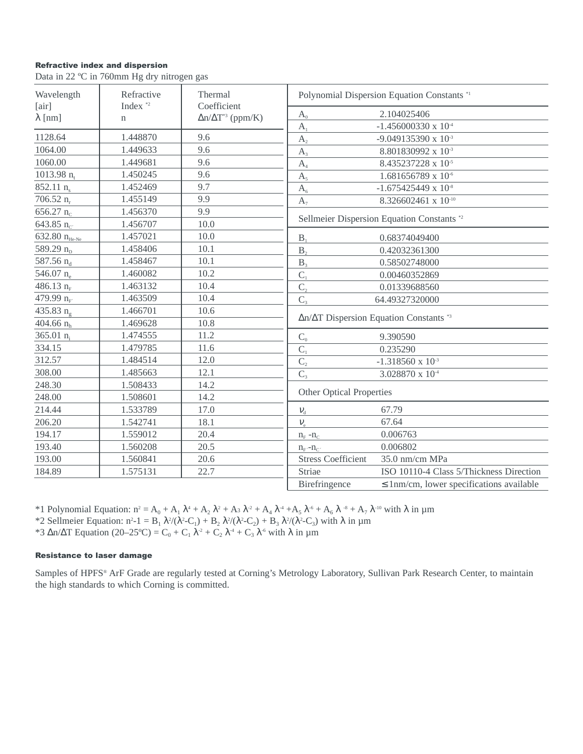**Refractive index and dispersion**

Data in 22 ºC in 760mm Hg dry nitrogen gas

| Wavelength [air] $\lambda$ [nm] | Refractive Index [*2] n | Thermal Coefficient $\Delta n/\Delta T$[*3] (ppm/K) |
|---|---|---|
| 1128.64 | 1.448870 | 9.6 |
| 1064.00 | 1.449633 | 9.6 |
| 1060.00 | 1.449681 | 9.6 |
| 1013.98 $n_t$ | 1.450245 | 9.6 |
| 852.11 $n_s$ | 1.452469 | 9.7 |
| 706.52 $n_r$ | 1.455149 | 9.9 |
| 656.27 $n_C$ | 1.456370 | 9.9 |
| 643.85 $n_{C'}$ | 1.456707 | 10.0 |
| 632.80 $n_{He\text{-}Ne}$ | 1.457021 | 10.0 |
| 589.29 $n_D$ | 1.458406 | 10.1 |
| 587.56 $n_d$ | 1.458467 | 10.1 |
| 546.07 $n_e$ | 1.460082 | 10.2 |
| 486.13 $n_F$ | 1.463132 | 10.4 |
| 479.99 $n_{F'}$ | 1.463509 | 10.4 |
| 435.83 $n_g$ | 1.466701 | 10.6 |
| 404.66 $n_h$ | 1.469628 | 10.8 |
| 365.01 $n_i$ | 1.474555 | 11.2 |
| 334.15 | 1.479785 | 11.6 |
| 312.57 | 1.484514 | 12.0 |
| 308.00 | 1.485663 | 12.1 |
| 248.30 | 1.508433 | 14.2 |
| 248.00 | 1.508601 | 14.2 |
| 214.44 | 1.533789 | 17.0 |
| 206.20 | 1.542741 | 18.1 |
| 194.17 | 1.559012 | 20.4 |
| 193.40 | 1.560208 | 20.5 |
| 193.00 | 1.560841 | 20.6 |
| 184.89 | 1.575131 | 22.7 |

| Polynomial Dispersion Equation Constants [*1] | |
|---|---|
| $A_0$ | 2.104025406 |
| $A_1$ | $-1.456000330 \times 10^{-4}$ |
| $A_2$ | $-9.049135390 \times 10^{-3}$ |
| $A_3$ | $8.801830992 \times 10^{-3}$ |
| $A_4$ | $8.435237228 \times 10^{-5}$ |
| $A_5$ | $1.681656789 \times 10^{-6}$ |
| $A_6$ | $-1.675425449 \times 10^{-8}$ |
| $A_7$ | $8.326602461 \times 10^{-10}$ |
| **Sellmeier Dispersion Equation Constants [*2]** | |
| $B_1$ | 0.68374049400 |
| $B_2$ | 0.42032361300 |
| $B_3$ | 0.58502748000 |
| $C_1$ | 0.00460352869 |
| $C_2$ | 0.01339688560 |
| $C_3$ | 64.49327320000 |
| **$\Delta n/\Delta T$ Dispersion Equation Constants [*3]** | |
| $C_0$ | 9.390590 |
| $C_1$ | 0.235290 |
| $C_2$ | $-1.318560 \times 10^{-3}$ |
| $C_3$ | $3.028870 \times 10^{-4}$ |
| **Other Optical Properties** | |
| $\nu_d$ | 67.79 |
| $\nu_e$ | 67.64 |
| $n_F - n_C$ | 0.006763 |
| $n_{F'} - n_{C'}$ | 0.006802 |
| Stress Coefficient | 35.0 nm/cm MPa |
| Striae | ISO 10110-4 Class 5/Thickness Direction |
| Birefringence | ≤1nm/cm, lower specifications available |

*1 Polynomial Equation: $n^2 = A_0 + A_1 \lambda^4 + A_2 \lambda^2 + A_3 \lambda^{-2} + A_4 \lambda^{-4} + A_5 \lambda^{-6} + A_6 \lambda^{-8} + A_7 \lambda^{-10}$ with $\lambda$ in µm

*2 Sellmeier Equation: $n^2 - 1 = B_1 \lambda^2/(\lambda^2 - C_1) + B_2 \lambda^2/(\lambda^2 - C_2) + B_3 \lambda^2/(\lambda^2 - C_3)$ with $\lambda$ in µm

*3 $\Delta n/\Delta T$ Equation (20–25ºC) $= C_0 + C_1 \lambda^{-2} + C_2 \lambda^{-4} + C_3 \lambda^{-6}$ with $\lambda$ in µm

**Resistance to laser damage**

Samples of HPFS® ArF Grade are regularly tested at Corning's Metrology Laboratory, Sullivan Park Research Center, to maintain the high standards to which Corning is committed.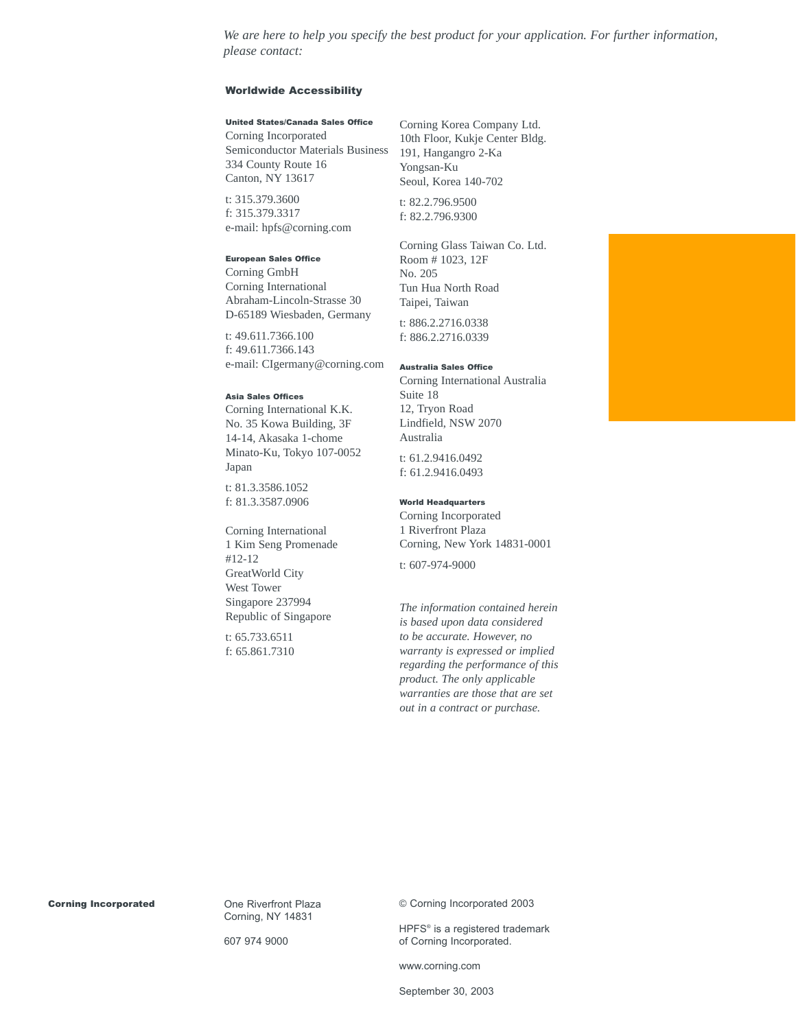*We are here to help you specify the best product for your application. For further information, please contact:*

## Worldwide Accessibility

**United States/Canada Sales Office**
Corning Incorporated
Semiconductor Materials Business
334 County Route 16
Canton, NY 13617

t: 315.379.3600
f: 315.379.3317
e-mail: hpfs@corning.com

**European Sales Office**
Corning GmbH
Corning International
Abraham-Lincoln-Strasse 30
D-65189 Wiesbaden, Germany

t: 49.611.7366.100
f: 49.611.7366.143
e-mail: CIgermany@corning.com

**Asia Sales Offices**
Corning International K.K.
No. 35 Kowa Building, 3F
14-14, Akasaka 1-chome
Minato-Ku, Tokyo 107-0052
Japan

t: 81.3.3586.1052
f: 81.3.3587.0906

Corning International
1 Kim Seng Promenade
#12-12
GreatWorld City
West Tower
Singapore 237994
Republic of Singapore

t: 65.733.6511
f: 65.861.7310

Corning Korea Company Ltd.
10th Floor, Kukje Center Bldg.
191, Hangangro 2-Ka
Yongsan-Ku
Seoul, Korea 140-702

t: 82.2.796.9500
f: 82.2.796.9300

Corning Glass Taiwan Co. Ltd.
Room # 1023, 12F
No. 205
Tun Hua North Road
Taipei, Taiwan

t: 886.2.2716.0338
f: 886.2.2716.0339

**Australia Sales Office**
Corning International Australia
Suite 18
12, Tryon Road
Lindfield, NSW 2070
Australia

t: 61.2.9416.0492
f: 61.2.9416.0493

**World Headquarters**
Corning Incorporated
1 Riverfront Plaza
Corning, New York 14831-0001

t: 607-974-9000

*The information contained herein is based upon data considered to be accurate. However, no warranty is expressed or implied regarding the performance of this product. The only applicable warranties are those that are set out in a contract or purchase.*

**Corning Incorporated**

One Riverfront Plaza
Corning, NY 14831

607 974 9000

© Corning Incorporated 2003

HPFS® is a registered trademark of Corning Incorporated.

www.corning.com

September 30, 2003